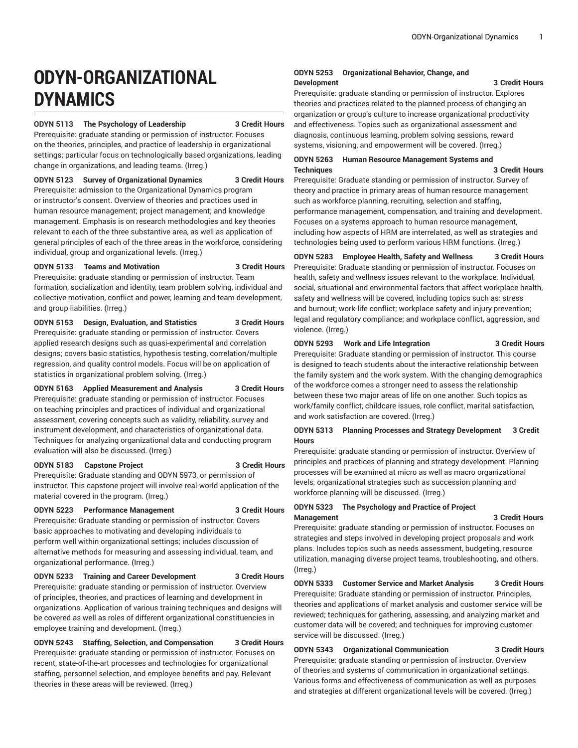# ODYN-ORGANIZATIONAL DYNAMICS

**ODYN 5113 The Psychology of Leadership 3 Credit Hours**
Prerequisite: graduate standing or permission of instructor. Focuses on the theories, principles, and practice of leadership in organizational settings; particular focus on technologically based organizations, leading change in organizations, and leading teams. (Irreg.)

**ODYN 5123 Survey of Organizational Dynamics 3 Credit Hours**
Prerequisite: admission to the Organizational Dynamics program or instructor's consent. Overview of theories and practices used in human resource management; project management; and knowledge management. Emphasis is on research methodologies and key theories relevant to each of the three substantive area, as well as application of general principles of each of the three areas in the workforce, considering individual, group and organizational levels. (Irreg.)

**ODYN 5133 Teams and Motivation 3 Credit Hours**
Prerequisite: graduate standing or permission of instructor. Team formation, socialization and identity, team problem solving, individual and collective motivation, conflict and power, learning and team development, and group liabilities. (Irreg.)

**ODYN 5153 Design, Evaluation, and Statistics 3 Credit Hours**
Prerequisite: graduate standing or permission of instructor. Covers applied research designs such as quasi-experimental and correlation designs; covers basic statistics, hypothesis testing, correlation/multiple regression, and quality control models. Focus will be on application of statistics in organizational problem solving. (Irreg.)

**ODYN 5163 Applied Measurement and Analysis 3 Credit Hours**
Prerequisite: graduate standing or permission of instructor. Focuses on teaching principles and practices of individual and organizational assessment, covering concepts such as validity, reliability, survey and instrument development, and characteristics of organizational data. Techniques for analyzing organizational data and conducting program evaluation will also be discussed. (Irreg.)

**ODYN 5183 Capstone Project 3 Credit Hours**
Prerequisite: Graduate standing and ODYN 5973, or permission of instructor. This capstone project will involve real-world application of the material covered in the program. (Irreg.)

**ODYN 5223 Performance Management 3 Credit Hours**
Prerequisite: Graduate standing or permission of instructor. Covers basic approaches to motivating and developing individuals to perform well within organizational settings; includes discussion of alternative methods for measuring and assessing individual, team, and organizational performance. (Irreg.)

**ODYN 5233 Training and Career Development 3 Credit Hours**
Prerequisite: graduate standing or permission of instructor. Overview of principles, theories, and practices of learning and development in organizations. Application of various training techniques and designs will be covered as well as roles of different organizational constituencies in employee training and development. (Irreg.)

**ODYN 5243 Staffing, Selection, and Compensation 3 Credit Hours**
Prerequisite: graduate standing or permission of instructor. Focuses on recent, state-of-the-art processes and technologies for organizational staffing, personnel selection, and employee benefits and pay. Relevant theories in these areas will be reviewed. (Irreg.)

**ODYN 5253 Organizational Behavior, Change, and Development 3 Credit Hours**
Prerequisite: graduate standing or permission of instructor. Explores theories and practices related to the planned process of changing an organization or group's culture to increase organizational productivity and effectiveness. Topics such as organizational assessment and diagnosis, continuous learning, problem solving sessions, reward systems, visioning, and empowerment will be covered. (Irreg.)

**ODYN 5263 Human Resource Management Systems and Techniques 3 Credit Hours**
Prerequisite: Graduate standing or permission of instructor. Survey of theory and practice in primary areas of human resource management such as workforce planning, recruiting, selection and staffing, performance management, compensation, and training and development. Focuses on a systems approach to human resource management, including how aspects of HRM are interrelated, as well as strategies and technologies being used to perform various HRM functions. (Irreg.)

**ODYN 5283 Employee Health, Safety and Wellness 3 Credit Hours**
Prerequisite: Graduate standing or permission of instructor. Focuses on health, safety and wellness issues relevant to the workplace. Individual, social, situational and environmental factors that affect workplace health, safety and wellness will be covered, including topics such as: stress and burnout; work-life conflict; workplace safety and injury prevention; legal and regulatory compliance; and workplace conflict, aggression, and violence. (Irreg.)

**ODYN 5293 Work and Life Integration 3 Credit Hours**
Prerequisite: Graduate standing or permission of instructor. This course is designed to teach students about the interactive relationship between the family system and the work system. With the changing demographics of the workforce comes a stronger need to assess the relationship between these two major areas of life on one another. Such topics as work/family conflict, childcare issues, role conflict, marital satisfaction, and work satisfaction are covered. (Irreg.)

**ODYN 5313 Planning Processes and Strategy Development 3 Credit Hours**
Prerequisite: graduate standing or permission of instructor. Overview of principles and practices of planning and strategy development. Planning processes will be examined at micro as well as macro organizational levels; organizational strategies such as succession planning and workforce planning will be discussed. (Irreg.)

**ODYN 5323 The Psychology and Practice of Project Management 3 Credit Hours**
Prerequisite: graduate standing or permission of instructor. Focuses on strategies and steps involved in developing project proposals and work plans. Includes topics such as needs assessment, budgeting, resource utilization, managing diverse project teams, troubleshooting, and others. (Irreg.)

**ODYN 5333 Customer Service and Market Analysis 3 Credit Hours**
Prerequisite: Graduate standing or permission of instructor. Principles, theories and applications of market analysis and customer service will be reviewed; techniques for gathering, assessing, and analyzing market and customer data will be covered; and techniques for improving customer service will be discussed. (Irreg.)

**ODYN 5343 Organizational Communication 3 Credit Hours**
Prerequisite: graduate standing or permission of instructor. Overview of theories and systems of communication in organizational settings. Various forms and effectiveness of communication as well as purposes and strategies at different organizational levels will be covered. (Irreg.)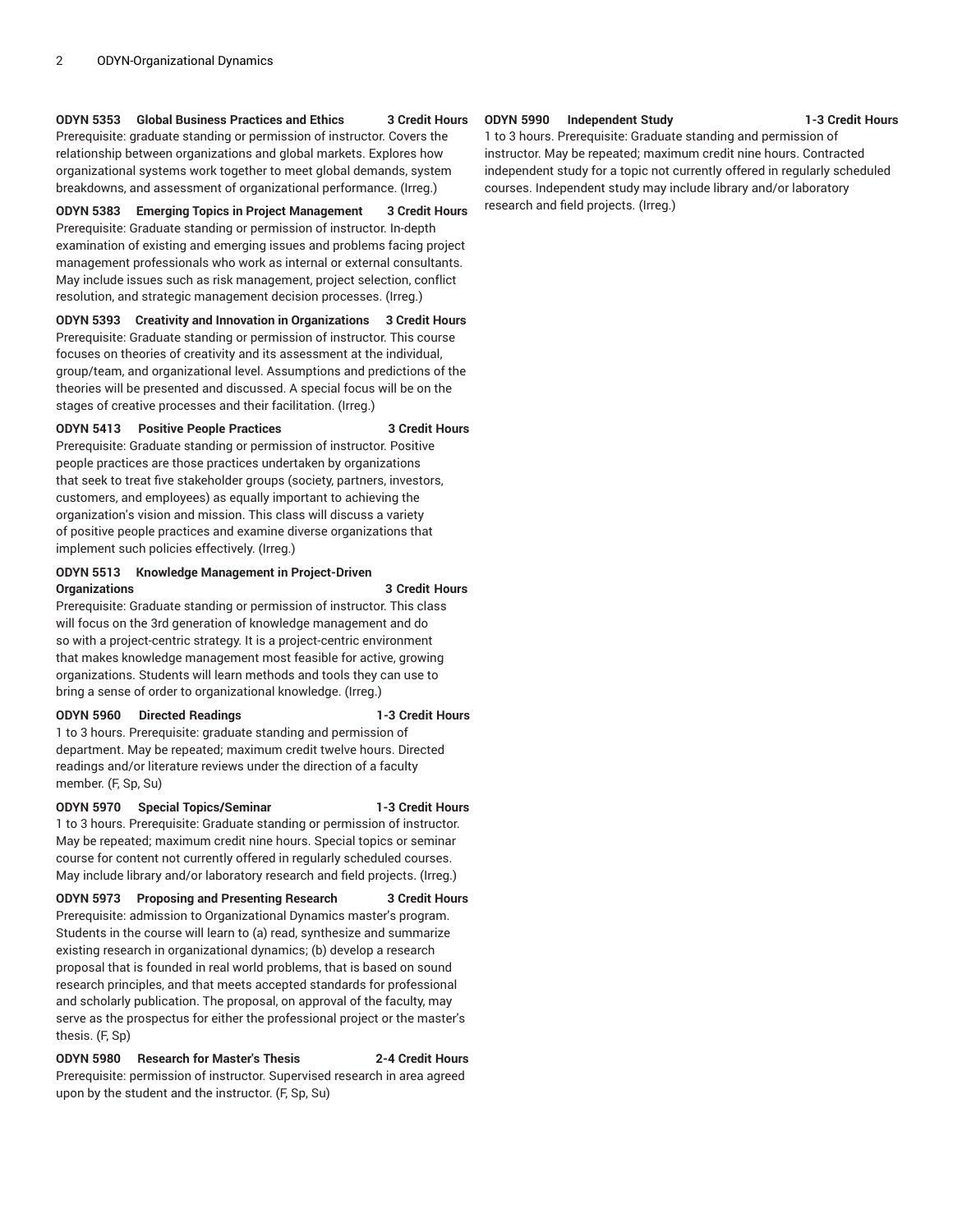**ODYN 5353 Global Business Practices and Ethics 3 Credit Hours**
Prerequisite: graduate standing or permission of instructor. Covers the relationship between organizations and global markets. Explores how organizational systems work together to meet global demands, system breakdowns, and assessment of organizational performance. (Irreg.)

**ODYN 5383 Emerging Topics in Project Management 3 Credit Hours**
Prerequisite: Graduate standing or permission of instructor. In-depth examination of existing and emerging issues and problems facing project management professionals who work as internal or external consultants. May include issues such as risk management, project selection, conflict resolution, and strategic management decision processes. (Irreg.)

**ODYN 5393 Creativity and Innovation in Organizations 3 Credit Hours**
Prerequisite: Graduate standing or permission of instructor. This course focuses on theories of creativity and its assessment at the individual, group/team, and organizational level. Assumptions and predictions of the theories will be presented and discussed. A special focus will be on the stages of creative processes and their facilitation. (Irreg.)

**ODYN 5413 Positive People Practices 3 Credit Hours**
Prerequisite: Graduate standing or permission of instructor. Positive people practices are those practices undertaken by organizations that seek to treat five stakeholder groups (society, partners, investors, customers, and employees) as equally important to achieving the organization's vision and mission. This class will discuss a variety of positive people practices and examine diverse organizations that implement such policies effectively. (Irreg.)

**ODYN 5513 Knowledge Management in Project-Driven Organizations 3 Credit Hours**
Prerequisite: Graduate standing or permission of instructor. This class will focus on the 3rd generation of knowledge management and do so with a project-centric strategy. It is a project-centric environment that makes knowledge management most feasible for active, growing organizations. Students will learn methods and tools they can use to bring a sense of order to organizational knowledge. (Irreg.)

**ODYN 5960 Directed Readings 1-3 Credit Hours**
1 to 3 hours. Prerequisite: graduate standing and permission of department. May be repeated; maximum credit twelve hours. Directed readings and/or literature reviews under the direction of a faculty member. (F, Sp, Su)

**ODYN 5970 Special Topics/Seminar 1-3 Credit Hours**
1 to 3 hours. Prerequisite: Graduate standing or permission of instructor. May be repeated; maximum credit nine hours. Special topics or seminar course for content not currently offered in regularly scheduled courses. May include library and/or laboratory research and field projects. (Irreg.)

**ODYN 5973 Proposing and Presenting Research 3 Credit Hours**
Prerequisite: admission to Organizational Dynamics master's program. Students in the course will learn to (a) read, synthesize and summarize existing research in organizational dynamics; (b) develop a research proposal that is founded in real world problems, that is based on sound research principles, and that meets accepted standards for professional and scholarly publication. The proposal, on approval of the faculty, may serve as the prospectus for either the professional project or the master's thesis. (F, Sp)

**ODYN 5980 Research for Master's Thesis 2-4 Credit Hours**
Prerequisite: permission of instructor. Supervised research in area agreed upon by the student and the instructor. (F, Sp, Su)

**ODYN 5990 Independent Study 1-3 Credit Hours**
1 to 3 hours. Prerequisite: Graduate standing and permission of instructor. May be repeated; maximum credit nine hours. Contracted independent study for a topic not currently offered in regularly scheduled courses. Independent study may include library and/or laboratory research and field projects. (Irreg.)